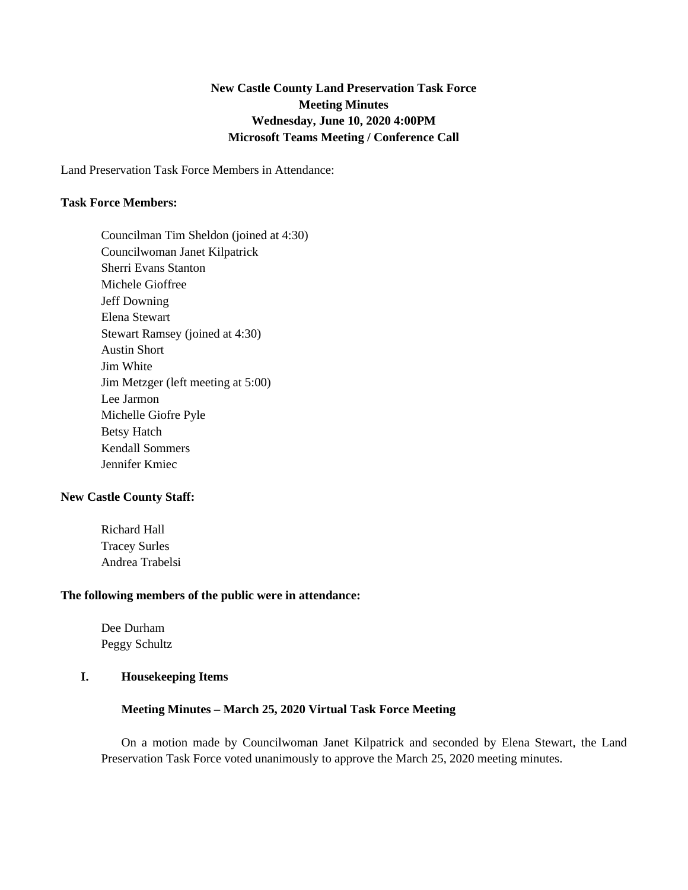# New Castle County Land Preservation Task Force
## Meeting Minutes
### Wednesday, June 10, 2020 4:00PM
### Microsoft Teams Meeting / Conference Call

Land Preservation Task Force Members in Attendance:

**Task Force Members:**

Councilman Tim Sheldon (joined at 4:30)
Councilwoman Janet Kilpatrick
Sherri Evans Stanton
Michele Gioffree
Jeff Downing
Elena Stewart
Stewart Ramsey (joined at 4:30)
Austin Short
Jim White
Jim Metzger (left meeting at 5:00)
Lee Jarmon
Michelle Giofre Pyle
Betsy Hatch
Kendall Sommers
Jennifer Kmiec

**New Castle County Staff:**

Richard Hall
Tracey Surles
Andrea Trabelsi

**The following members of the public were in attendance:**

Dee Durham
Peggy Schultz

## I. Housekeeping Items

**Meeting Minutes – March 25, 2020 Virtual Task Force Meeting**

On a motion made by Councilwoman Janet Kilpatrick and seconded by Elena Stewart, the Land Preservation Task Force voted unanimously to approve the March 25, 2020 meeting minutes.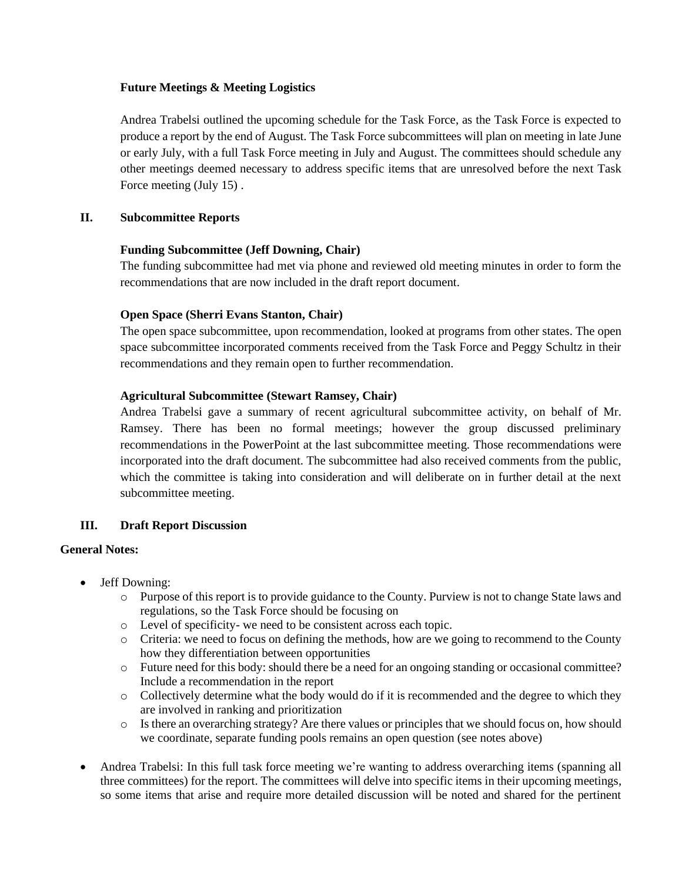**Future Meetings & Meeting Logistics**

Andrea Trabelsi outlined the upcoming schedule for the Task Force, as the Task Force is expected to produce a report by the end of August. The Task Force subcommittees will plan on meeting in late June or early July, with a full Task Force meeting in July and August. The committees should schedule any other meetings deemed necessary to address specific items that are unresolved before the next Task Force meeting (July 15) .

## II. Subcommittee Reports

**Funding Subcommittee (Jeff Downing, Chair)**

The funding subcommittee had met via phone and reviewed old meeting minutes in order to form the recommendations that are now included in the draft report document.

**Open Space (Sherri Evans Stanton, Chair)**

The open space subcommittee, upon recommendation, looked at programs from other states. The open space subcommittee incorporated comments received from the Task Force and Peggy Schultz in their recommendations and they remain open to further recommendation.

**Agricultural Subcommittee (Stewart Ramsey, Chair)**

Andrea Trabelsi gave a summary of recent agricultural subcommittee activity, on behalf of Mr. Ramsey. There has been no formal meetings; however the group discussed preliminary recommendations in the PowerPoint at the last subcommittee meeting. Those recommendations were incorporated into the draft document. The subcommittee had also received comments from the public, which the committee is taking into consideration and will deliberate on in further detail at the next subcommittee meeting.

## III. Draft Report Discussion

**General Notes:**

- Jeff Downing:
  - Purpose of this report is to provide guidance to the County. Purview is not to change State laws and regulations, so the Task Force should be focusing on
  - Level of specificity- we need to be consistent across each topic.
  - Criteria: we need to focus on defining the methods, how are we going to recommend to the County how they differentiation between opportunities
  - Future need for this body: should there be a need for an ongoing standing or occasional committee? Include a recommendation in the report
  - Collectively determine what the body would do if it is recommended and the degree to which they are involved in ranking and prioritization
  - Is there an overarching strategy? Are there values or principles that we should focus on, how should we coordinate, separate funding pools remains an open question (see notes above)

- Andrea Trabelsi: In this full task force meeting we're wanting to address overarching items (spanning all three committees) for the report. The committees will delve into specific items in their upcoming meetings, so some items that arise and require more detailed discussion will be noted and shared for the pertinent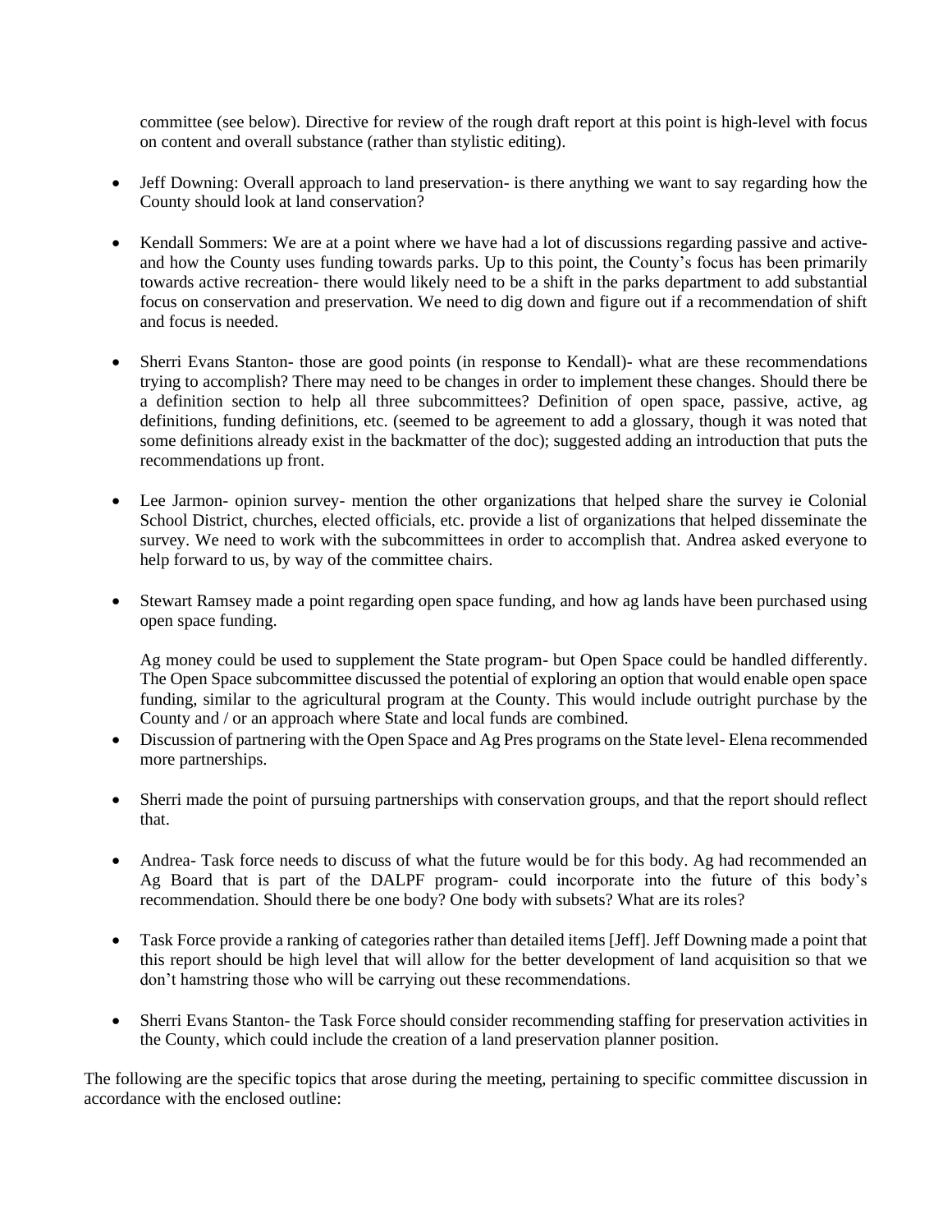committee (see below). Directive for review of the rough draft report at this point is high-level with focus on content and overall substance (rather than stylistic editing).

- Jeff Downing: Overall approach to land preservation- is there anything we want to say regarding how the County should look at land conservation?

- Kendall Sommers: We are at a point where we have had a lot of discussions regarding passive and active- and how the County uses funding towards parks. Up to this point, the County's focus has been primarily towards active recreation- there would likely need to be a shift in the parks department to add substantial focus on conservation and preservation. We need to dig down and figure out if a recommendation of shift and focus is needed.

- Sherri Evans Stanton- those are good points (in response to Kendall)- what are these recommendations trying to accomplish? There may need to be changes in order to implement these changes. Should there be a definition section to help all three subcommittees? Definition of open space, passive, active, ag definitions, funding definitions, etc. (seemed to be agreement to add a glossary, though it was noted that some definitions already exist in the backmatter of the doc); suggested adding an introduction that puts the recommendations up front.

- Lee Jarmon- opinion survey- mention the other organizations that helped share the survey ie Colonial School District, churches, elected officials, etc. provide a list of organizations that helped disseminate the survey. We need to work with the subcommittees in order to accomplish that. Andrea asked everyone to help forward to us, by way of the committee chairs.

- Stewart Ramsey made a point regarding open space funding, and how ag lands have been purchased using open space funding.

  Ag money could be used to supplement the State program- but Open Space could be handled differently. The Open Space subcommittee discussed the potential of exploring an option that would enable open space funding, similar to the agricultural program at the County. This would include outright purchase by the County and / or an approach where State and local funds are combined.
- Discussion of partnering with the Open Space and Ag Pres programs on the State level- Elena recommended more partnerships.

- Sherri made the point of pursuing partnerships with conservation groups, and that the report should reflect that.

- Andrea- Task force needs to discuss of what the future would be for this body. Ag had recommended an Ag Board that is part of the DALPF program- could incorporate into the future of this body's recommendation. Should there be one body? One body with subsets? What are its roles?

- Task Force provide a ranking of categories rather than detailed items [Jeff]. Jeff Downing made a point that this report should be high level that will allow for the better development of land acquisition so that we don't hamstring those who will be carrying out these recommendations.

- Sherri Evans Stanton- the Task Force should consider recommending staffing for preservation activities in the County, which could include the creation of a land preservation planner position.

The following are the specific topics that arose during the meeting, pertaining to specific committee discussion in accordance with the enclosed outline: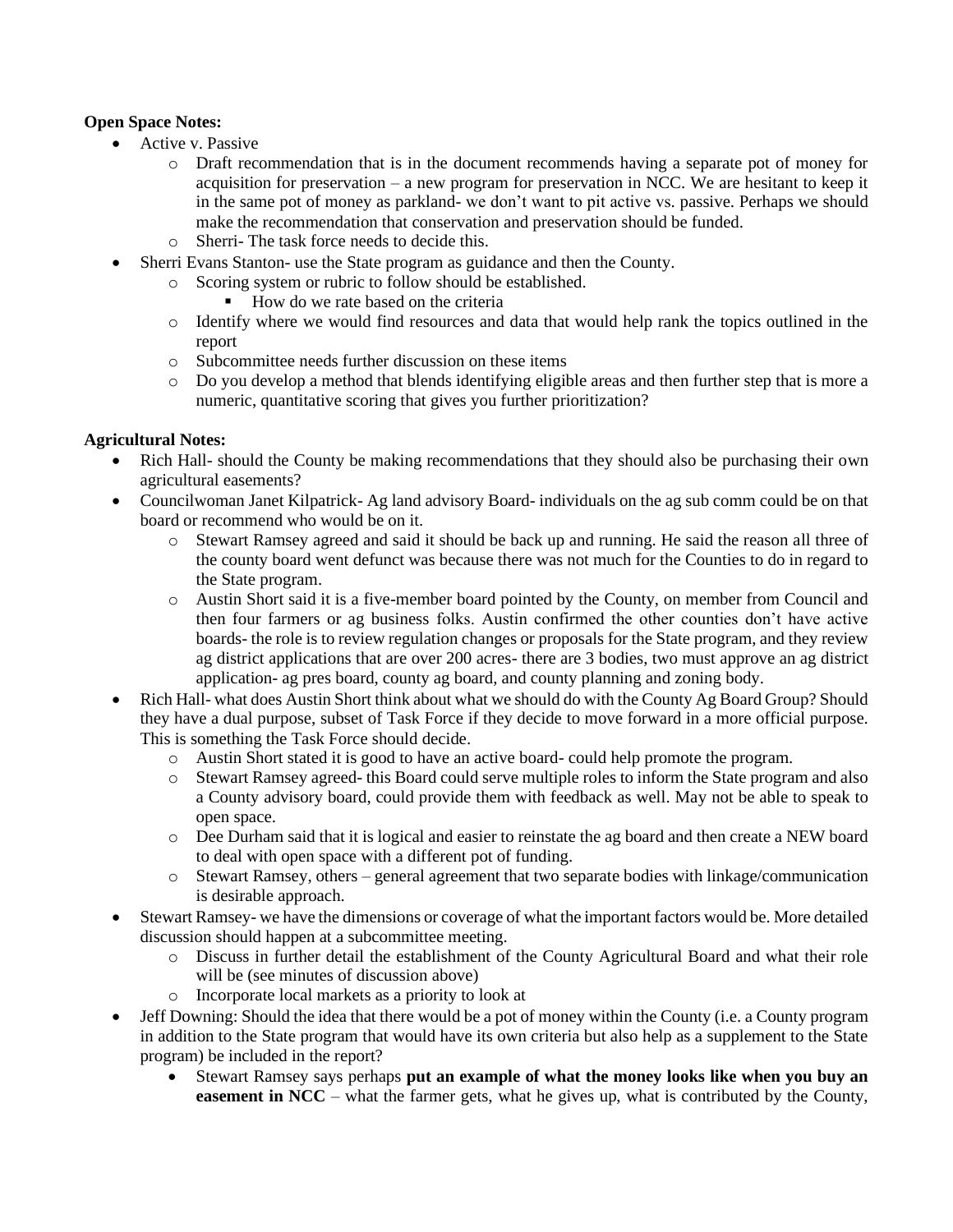**Open Space Notes:**

- Active v. Passive
  - Draft recommendation that is in the document recommends having a separate pot of money for acquisition for preservation – a new program for preservation in NCC. We are hesitant to keep it in the same pot of money as parkland- we don't want to pit active vs. passive. Perhaps we should make the recommendation that conservation and preservation should be funded.
  - Sherri- The task force needs to decide this.
- Sherri Evans Stanton- use the State program as guidance and then the County.
  - Scoring system or rubric to follow should be established.
    - How do we rate based on the criteria
  - Identify where we would find resources and data that would help rank the topics outlined in the report
  - Subcommittee needs further discussion on these items
  - Do you develop a method that blends identifying eligible areas and then further step that is more a numeric, quantitative scoring that gives you further prioritization?

**Agricultural Notes:**

- Rich Hall- should the County be making recommendations that they should also be purchasing their own agricultural easements?
- Councilwoman Janet Kilpatrick- Ag land advisory Board- individuals on the ag sub comm could be on that board or recommend who would be on it.
  - Stewart Ramsey agreed and said it should be back up and running. He said the reason all three of the county board went defunct was because there was not much for the Counties to do in regard to the State program.
  - Austin Short said it is a five-member board pointed by the County, on member from Council and then four farmers or ag business folks. Austin confirmed the other counties don't have active boards- the role is to review regulation changes or proposals for the State program, and they review ag district applications that are over 200 acres- there are 3 bodies, two must approve an ag district application- ag pres board, county ag board, and county planning and zoning body.
- Rich Hall- what does Austin Short think about what we should do with the County Ag Board Group? Should they have a dual purpose, subset of Task Force if they decide to move forward in a more official purpose. This is something the Task Force should decide.
  - Austin Short stated it is good to have an active board- could help promote the program.
  - Stewart Ramsey agreed- this Board could serve multiple roles to inform the State program and also a County advisory board, could provide them with feedback as well. May not be able to speak to open space.
  - Dee Durham said that it is logical and easier to reinstate the ag board and then create a NEW board to deal with open space with a different pot of funding.
  - Stewart Ramsey, others – general agreement that two separate bodies with linkage/communication is desirable approach.
- Stewart Ramsey- we have the dimensions or coverage of what the important factors would be. More detailed discussion should happen at a subcommittee meeting.
  - Discuss in further detail the establishment of the County Agricultural Board and what their role will be (see minutes of discussion above)
  - Incorporate local markets as a priority to look at
- Jeff Downing: Should the idea that there would be a pot of money within the County (i.e. a County program in addition to the State program that would have its own criteria but also help as a supplement to the State program) be included in the report?
  - Stewart Ramsey says perhaps **put an example of what the money looks like when you buy an easement in NCC** – what the farmer gets, what he gives up, what is contributed by the County,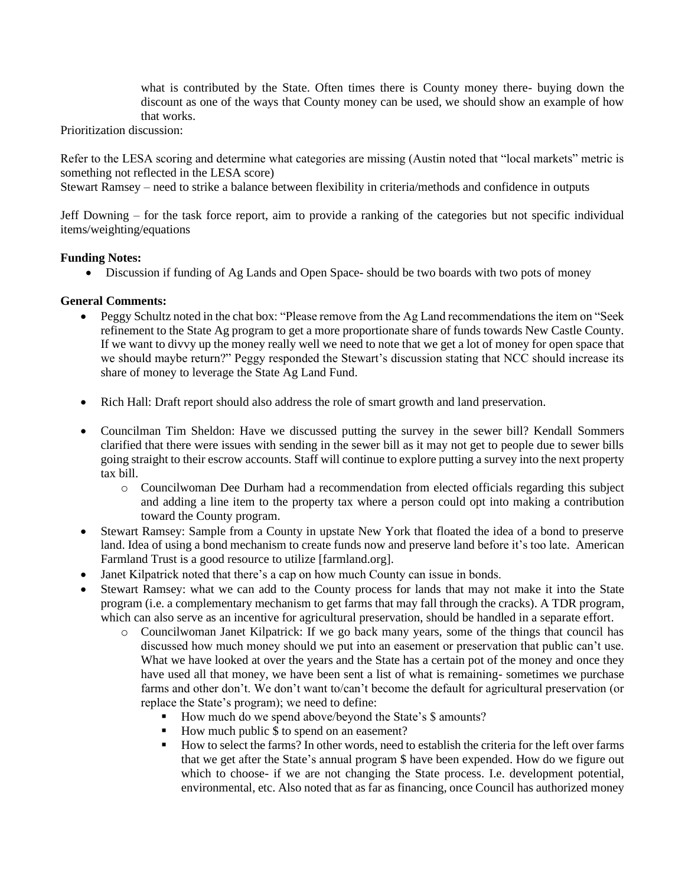what is contributed by the State. Often times there is County money there- buying down the discount as one of the ways that County money can be used, we should show an example of how that works.

Prioritization discussion:

Refer to the LESA scoring and determine what categories are missing (Austin noted that "local markets" metric is something not reflected in the LESA score)

Stewart Ramsey – need to strike a balance between flexibility in criteria/methods and confidence in outputs

Jeff Downing – for the task force report, aim to provide a ranking of the categories but not specific individual items/weighting/equations

**Funding Notes:**

- Discussion if funding of Ag Lands and Open Space- should be two boards with two pots of money

**General Comments:**

- Peggy Schultz noted in the chat box: "Please remove from the Ag Land recommendations the item on "Seek refinement to the State Ag program to get a more proportionate share of funds towards New Castle County. If we want to divvy up the money really well we need to note that we get a lot of money for open space that we should maybe return?" Peggy responded the Stewart's discussion stating that NCC should increase its share of money to leverage the State Ag Land Fund.

- Rich Hall: Draft report should also address the role of smart growth and land preservation.

- Councilman Tim Sheldon: Have we discussed putting the survey in the sewer bill? Kendall Sommers clarified that there were issues with sending in the sewer bill as it may not get to people due to sewer bills going straight to their escrow accounts. Staff will continue to explore putting a survey into the next property tax bill.
  - Councilwoman Dee Durham had a recommendation from elected officials regarding this subject and adding a line item to the property tax where a person could opt into making a contribution toward the County program.
- Stewart Ramsey: Sample from a County in upstate New York that floated the idea of a bond to preserve land. Idea of using a bond mechanism to create funds now and preserve land before it's too late. American Farmland Trust is a good resource to utilize [farmland.org].
- Janet Kilpatrick noted that there's a cap on how much County can issue in bonds.
- Stewart Ramsey: what we can add to the County process for lands that may not make it into the State program (i.e. a complementary mechanism to get farms that may fall through the cracks). A TDR program, which can also serve as an incentive for agricultural preservation, should be handled in a separate effort.
  - Councilwoman Janet Kilpatrick: If we go back many years, some of the things that council has discussed how much money should we put into an easement or preservation that public can't use. What we have looked at over the years and the State has a certain pot of the money and once they have used all that money, we have been sent a list of what is remaining- sometimes we purchase farms and other don't. We don't want to/can't become the default for agricultural preservation (or replace the State's program); we need to define:
    - How much do we spend above/beyond the State's $ amounts?
    - How much public $ to spend on an easement?
    - How to select the farms? In other words, need to establish the criteria for the left over farms that we get after the State's annual program $ have been expended. How do we figure out which to choose- if we are not changing the State process. I.e. development potential, environmental, etc. Also noted that as far as financing, once Council has authorized money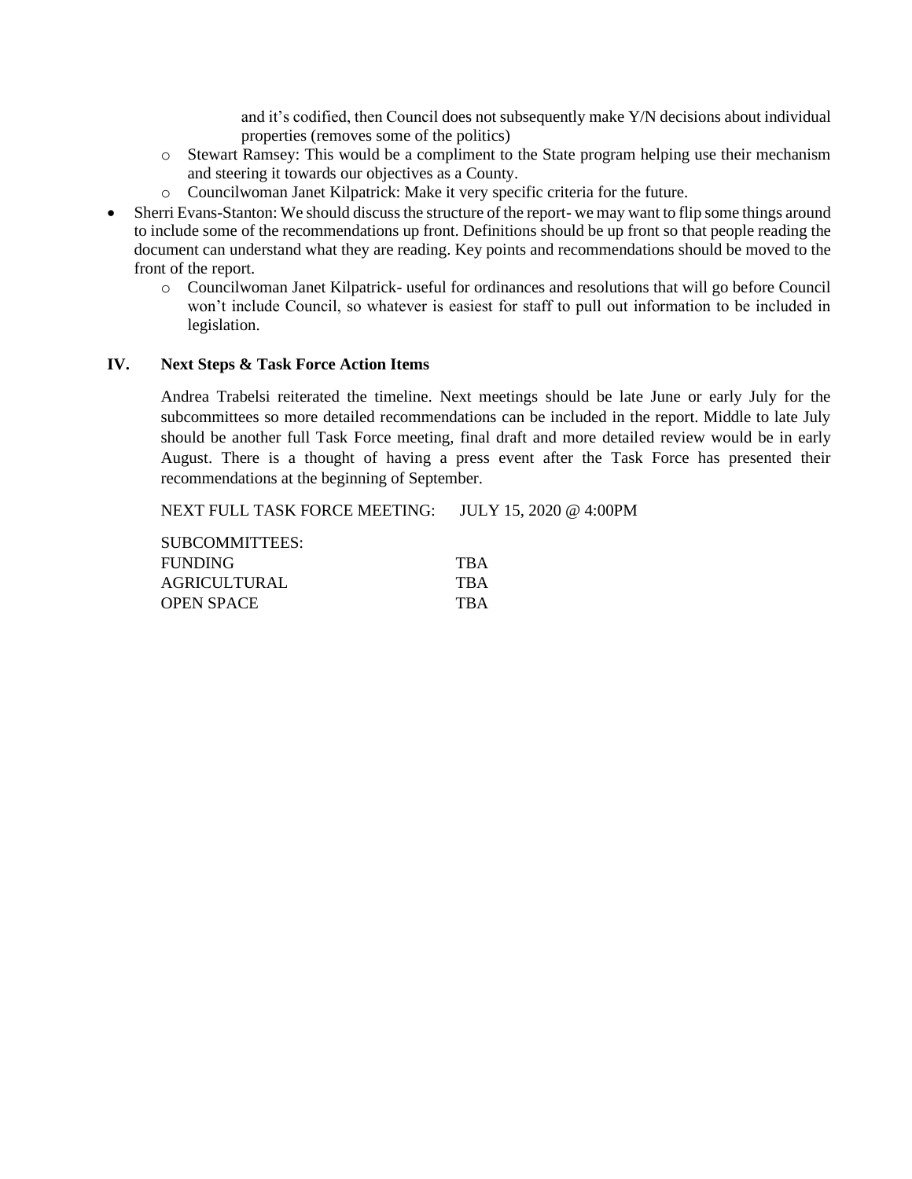and it's codified, then Council does not subsequently make Y/N decisions about individual properties (removes some of the politics)

- Stewart Ramsey: This would be a compliment to the State program helping use their mechanism and steering it towards our objectives as a County.
- Councilwoman Janet Kilpatrick: Make it very specific criteria for the future.

- Sherri Evans-Stanton: We should discuss the structure of the report- we may want to flip some things around to include some of the recommendations up front. Definitions should be up front so that people reading the document can understand what they are reading. Key points and recommendations should be moved to the front of the report.
  - Councilwoman Janet Kilpatrick- useful for ordinances and resolutions that will go before Council won't include Council, so whatever is easiest for staff to pull out information to be included in legislation.

## IV. Next Steps & Task Force Action Items

Andrea Trabelsi reiterated the timeline. Next meetings should be late June or early July for the subcommittees so more detailed recommendations can be included in the report. Middle to late July should be another full Task Force meeting, final draft and more detailed review would be in early August. There is a thought of having a press event after the Task Force has presented their recommendations at the beginning of September.

NEXT FULL TASK FORCE MEETING: JULY 15, 2020 @ 4:00PM

| | |
|---|---|
| SUBCOMMITTEES: | |
| FUNDING | TBA |
| AGRICULTURAL | TBA |
| OPEN SPACE | TBA |